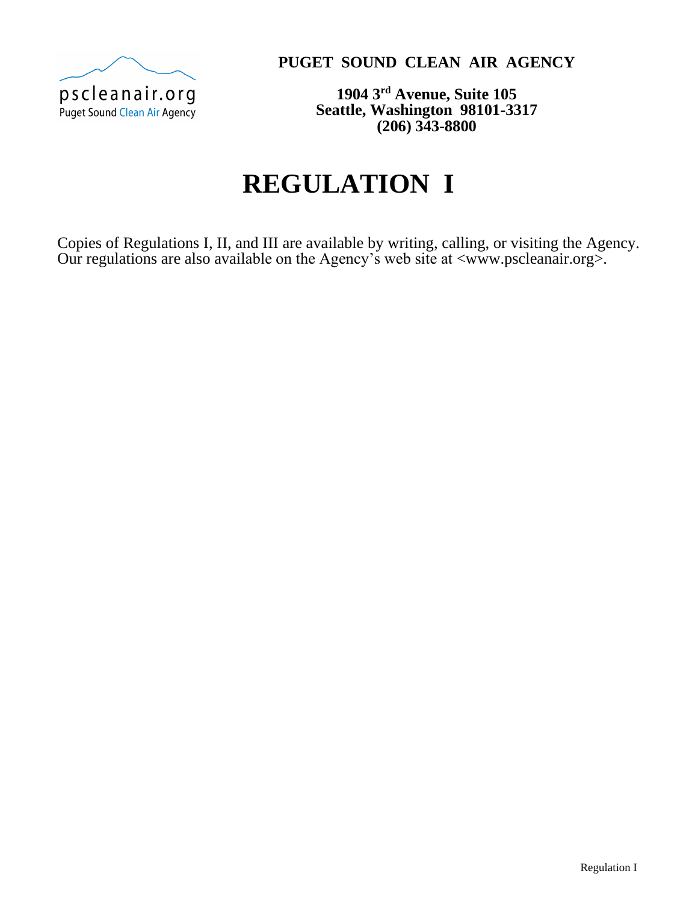pscleanair.org
Puget Sound Clean Air Agency

**PUGET SOUND CLEAN AIR AGENCY**

**1904 3rd Avenue, Suite 105**
**Seattle, Washington 98101-3317**
**(206) 343-8800**

# REGULATION I

Copies of Regulations I, II, and III are available by writing, calling, or visiting the Agency. Our regulations are also available on the Agency's web site at <www.pscleanair.org>.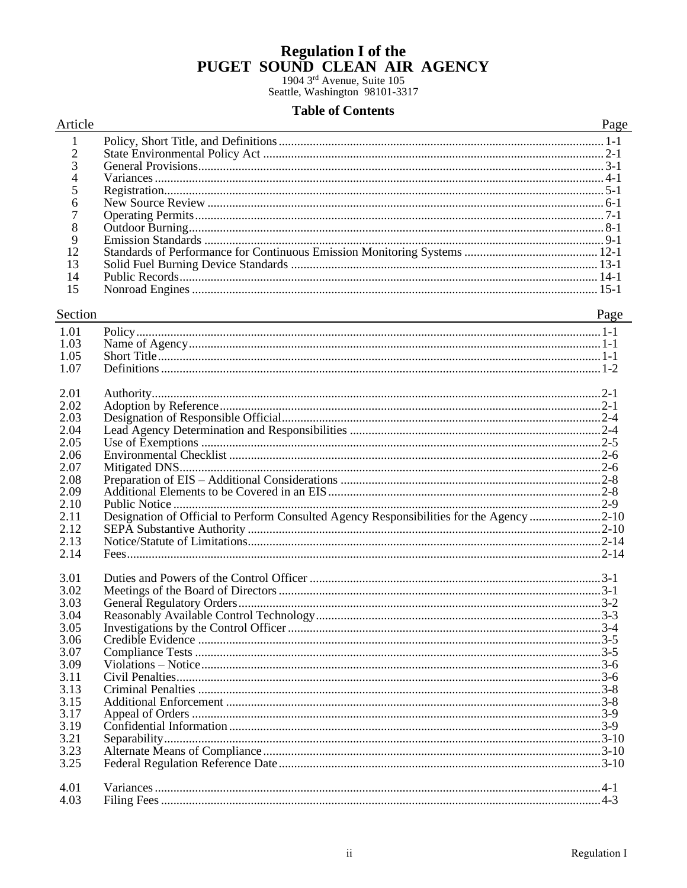# Regulation I of the PUGET SOUND CLEAN AIR AGENCY

1904 3rd Avenue, Suite 105
Seattle, Washington 98101-3317

## Table of Contents

| Article | | Page |
|---|---|---|
| 1 | Policy, Short Title, and Definitions | 1-1 |
| 2 | State Environmental Policy Act | 2-1 |
| 3 | General Provisions | 3-1 |
| 4 | Variances | 4-1 |
| 5 | Registration | 5-1 |
| 6 | New Source Review | 6-1 |
| 7 | Operating Permits | 7-1 |
| 8 | Outdoor Burning | 8-1 |
| 9 | Emission Standards | 9-1 |
| 12 | Standards of Performance for Continuous Emission Monitoring Systems | 12-1 |
| 13 | Solid Fuel Burning Device Standards | 13-1 |
| 14 | Public Records | 14-1 |
| 15 | Nonroad Engines | 15-1 |

| Section | | Page |
|---|---|---|
| 1.01 | Policy | 1-1 |
| 1.03 | Name of Agency | 1-1 |
| 1.05 | Short Title | 1-1 |
| 1.07 | Definitions | 1-2 |
| 2.01 | Authority | 2-1 |
| 2.02 | Adoption by Reference | 2-1 |
| 2.03 | Designation of Responsible Official | 2-4 |
| 2.04 | Lead Agency Determination and Responsibilities | 2-4 |
| 2.05 | Use of Exemptions | 2-5 |
| 2.06 | Environmental Checklist | 2-6 |
| 2.07 | Mitigated DNS | 2-6 |
| 2.08 | Preparation of EIS – Additional Considerations | 2-8 |
| 2.09 | Additional Elements to be Covered in an EIS | 2-8 |
| 2.10 | Public Notice | 2-9 |
| 2.11 | Designation of Official to Perform Consulted Agency Responsibilities for the Agency | 2-10 |
| 2.12 | SEPA Substantive Authority | 2-10 |
| 2.13 | Notice/Statute of Limitations | 2-14 |
| 2.14 | Fees | 2-14 |
| 3.01 | Duties and Powers of the Control Officer | 3-1 |
| 3.02 | Meetings of the Board of Directors | 3-1 |
| 3.03 | General Regulatory Orders | 3-2 |
| 3.04 | Reasonably Available Control Technology | 3-3 |
| 3.05 | Investigations by the Control Officer | 3-4 |
| 3.06 | Credible Evidence | 3-5 |
| 3.07 | Compliance Tests | 3-5 |
| 3.09 | Violations – Notice | 3-6 |
| 3.11 | Civil Penalties | 3-6 |
| 3.13 | Criminal Penalties | 3-8 |
| 3.15 | Additional Enforcement | 3-8 |
| 3.17 | Appeal of Orders | 3-9 |
| 3.19 | Confidential Information | 3-9 |
| 3.21 | Separability | 3-10 |
| 3.23 | Alternate Means of Compliance | 3-10 |
| 3.25 | Federal Regulation Reference Date | 3-10 |
| 4.01 | Variances | 4-1 |
| 4.03 | Filing Fees | 4-3 |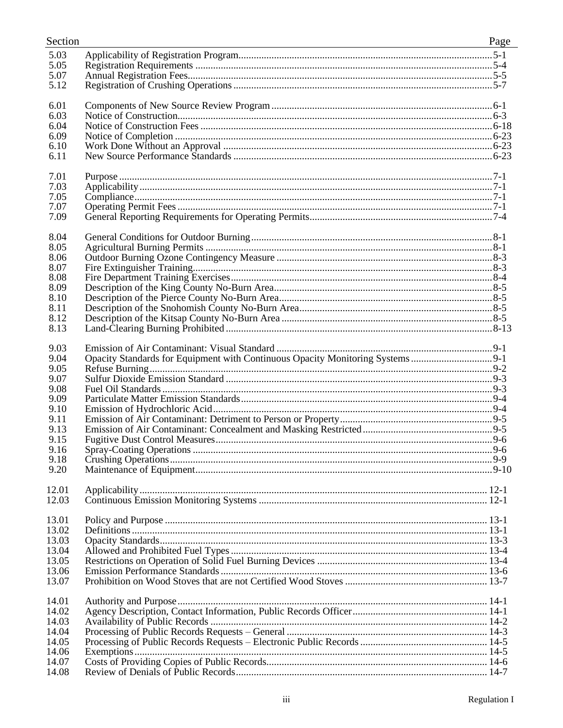| Section | | Page |
|---|---|---|
| 5.03 | Applicability of Registration Program | 5-1 |
| 5.05 | Registration Requirements | 5-4 |
| 5.07 | Annual Registration Fees | 5-5 |
| 5.12 | Registration of Crushing Operations | 5-7 |
| | | |
| 6.01 | Components of New Source Review Program | 6-1 |
| 6.03 | Notice of Construction | 6-3 |
| 6.04 | Notice of Construction Fees | 6-18 |
| 6.09 | Notice of Completion | 6-23 |
| 6.10 | Work Done Without an Approval | 6-23 |
| 6.11 | New Source Performance Standards | 6-23 |
| | | |
| 7.01 | Purpose | 7-1 |
| 7.03 | Applicability | 7-1 |
| 7.05 | Compliance | 7-1 |
| 7.07 | Operating Permit Fees | 7-1 |
| 7.09 | General Reporting Requirements for Operating Permits | 7-4 |
| | | |
| 8.04 | General Conditions for Outdoor Burning | 8-1 |
| 8.05 | Agricultural Burning Permits | 8-1 |
| 8.06 | Outdoor Burning Ozone Contingency Measure | 8-3 |
| 8.07 | Fire Extinguisher Training | 8-3 |
| 8.08 | Fire Department Training Exercises | 8-4 |
| 8.09 | Description of the King County No-Burn Area | 8-5 |
| 8.10 | Description of the Pierce County No-Burn Area | 8-5 |
| 8.11 | Description of the Snohomish County No-Burn Area | 8-5 |
| 8.12 | Description of the Kitsap County No-Burn Area | 8-5 |
| 8.13 | Land-Clearing Burning Prohibited | 8-13 |
| | | |
| 9.03 | Emission of Air Contaminant: Visual Standard | 9-1 |
| 9.04 | Opacity Standards for Equipment with Continuous Opacity Monitoring Systems | 9-1 |
| 9.05 | Refuse Burning | 9-2 |
| 9.07 | Sulfur Dioxide Emission Standard | 9-3 |
| 9.08 | Fuel Oil Standards | 9-3 |
| 9.09 | Particulate Matter Emission Standards | 9-4 |
| 9.10 | Emission of Hydrochloric Acid | 9-4 |
| 9.11 | Emission of Air Contaminant: Detriment to Person or Property | 9-5 |
| 9.13 | Emission of Air Contaminant: Concealment and Masking Restricted | 9-5 |
| 9.15 | Fugitive Dust Control Measures | 9-6 |
| 9.16 | Spray-Coating Operations | 9-6 |
| 9.18 | Crushing Operations | 9-9 |
| 9.20 | Maintenance of Equipment | 9-10 |
| | | |
| 12.01 | Applicability | 12-1 |
| 12.03 | Continuous Emission Monitoring Systems | 12-1 |
| | | |
| 13.01 | Policy and Purpose | 13-1 |
| 13.02 | Definitions | 13-1 |
| 13.03 | Opacity Standards | 13-3 |
| 13.04 | Allowed and Prohibited Fuel Types | 13-4 |
| 13.05 | Restrictions on Operation of Solid Fuel Burning Devices | 13-4 |
| 13.06 | Emission Performance Standards | 13-6 |
| 13.07 | Prohibition on Wood Stoves that are not Certified Wood Stoves | 13-7 |
| | | |
| 14.01 | Authority and Purpose | 14-1 |
| 14.02 | Agency Description, Contact Information, Public Records Officer | 14-1 |
| 14.03 | Availability of Public Records | 14-2 |
| 14.04 | Processing of Public Records Requests – General | 14-3 |
| 14.05 | Processing of Public Records Requests – Electronic Public Records | 14-5 |
| 14.06 | Exemptions | 14-5 |
| 14.07 | Costs of Providing Copies of Public Records | 14-6 |
| 14.08 | Review of Denials of Public Records | 14-7 |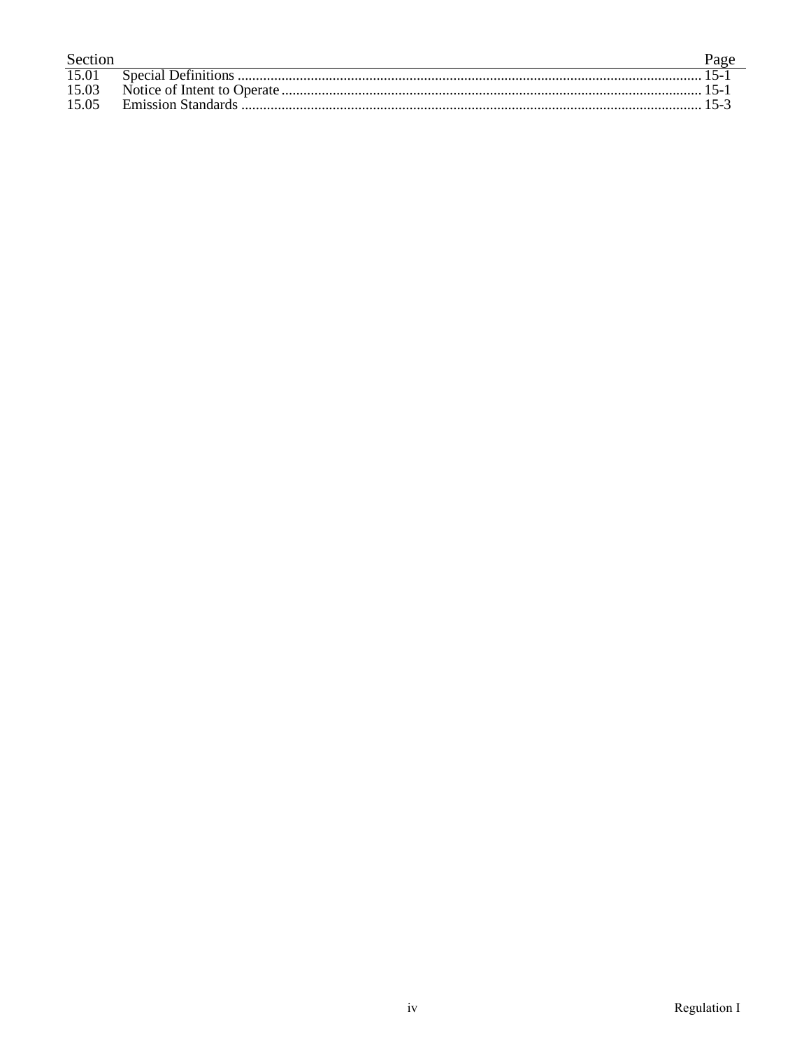| Section | | Page |
|---|---|---|
| 15.01 | Special Definitions | 15-1 |
| 15.03 | Notice of Intent to Operate | 15-1 |
| 15.05 | Emission Standards | 15-3 |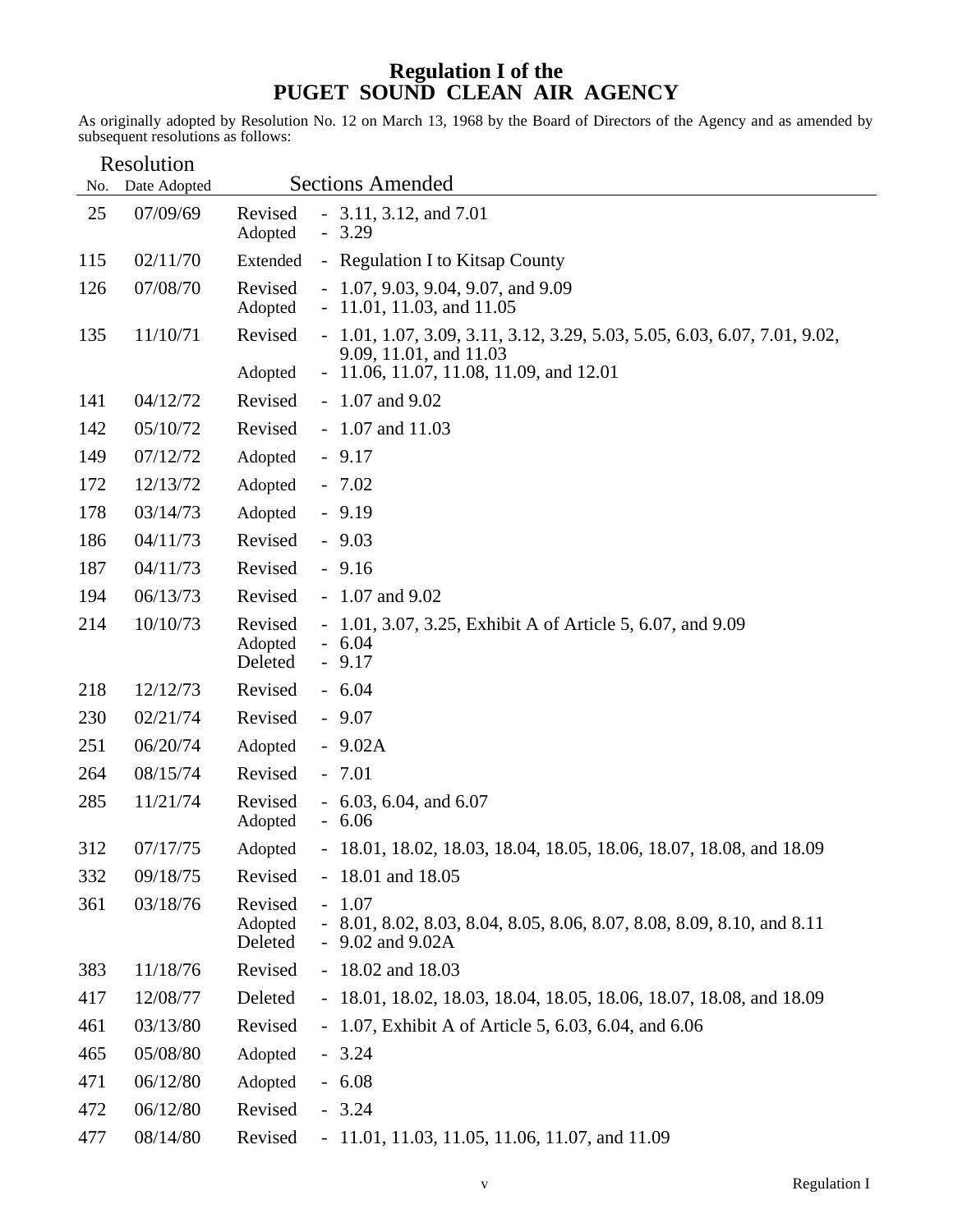# Regulation I of the PUGET SOUND CLEAN AIR AGENCY

As originally adopted by Resolution No. 12 on March 13, 1968 by the Board of Directors of the Agency and as amended by subsequent resolutions as follows:

| Resolution No. | Date Adopted | Sections Amended | |
|---|---|---|---|
| 25 | 07/09/69 | Revised | - 3.11, 3.12, and 7.01 |
| | | Adopted | - 3.29 |
| 115 | 02/11/70 | Extended | - Regulation I to Kitsap County |
| 126 | 07/08/70 | Revised | - 1.07, 9.03, 9.04, 9.07, and 9.09 |
| | | Adopted | - 11.01, 11.03, and 11.05 |
| 135 | 11/10/71 | Revised | - 1.01, 1.07, 3.09, 3.11, 3.12, 3.29, 5.03, 5.05, 6.03, 6.07, 7.01, 9.02, 9.09, 11.01, and 11.03 |
| | | Adopted | - 11.06, 11.07, 11.08, 11.09, and 12.01 |
| 141 | 04/12/72 | Revised | - 1.07 and 9.02 |
| 142 | 05/10/72 | Revised | - 1.07 and 11.03 |
| 149 | 07/12/72 | Adopted | - 9.17 |
| 172 | 12/13/72 | Adopted | - 7.02 |
| 178 | 03/14/73 | Adopted | - 9.19 |
| 186 | 04/11/73 | Revised | - 9.03 |
| 187 | 04/11/73 | Revised | - 9.16 |
| 194 | 06/13/73 | Revised | - 1.07 and 9.02 |
| 214 | 10/10/73 | Revised | - 1.01, 3.07, 3.25, Exhibit A of Article 5, 6.07, and 9.09 |
| | | Adopted | - 6.04 |
| | | Deleted | - 9.17 |
| 218 | 12/12/73 | Revised | - 6.04 |
| 230 | 02/21/74 | Revised | - 9.07 |
| 251 | 06/20/74 | Adopted | - 9.02A |
| 264 | 08/15/74 | Revised | - 7.01 |
| 285 | 11/21/74 | Revised | - 6.03, 6.04, and 6.07 |
| | | Adopted | - 6.06 |
| 312 | 07/17/75 | Adopted | - 18.01, 18.02, 18.03, 18.04, 18.05, 18.06, 18.07, 18.08, and 18.09 |
| 332 | 09/18/75 | Revised | - 18.01 and 18.05 |
| 361 | 03/18/76 | Revised | - 1.07 |
| | | Adopted | - 8.01, 8.02, 8.03, 8.04, 8.05, 8.06, 8.07, 8.08, 8.09, 8.10, and 8.11 |
| | | Deleted | - 9.02 and 9.02A |
| 383 | 11/18/76 | Revised | - 18.02 and 18.03 |
| 417 | 12/08/77 | Deleted | - 18.01, 18.02, 18.03, 18.04, 18.05, 18.06, 18.07, 18.08, and 18.09 |
| 461 | 03/13/80 | Revised | - 1.07, Exhibit A of Article 5, 6.03, 6.04, and 6.06 |
| 465 | 05/08/80 | Adopted | - 3.24 |
| 471 | 06/12/80 | Adopted | - 6.08 |
| 472 | 06/12/80 | Revised | - 3.24 |
| 477 | 08/14/80 | Revised | - 11.01, 11.03, 11.05, 11.06, 11.07, and 11.09 |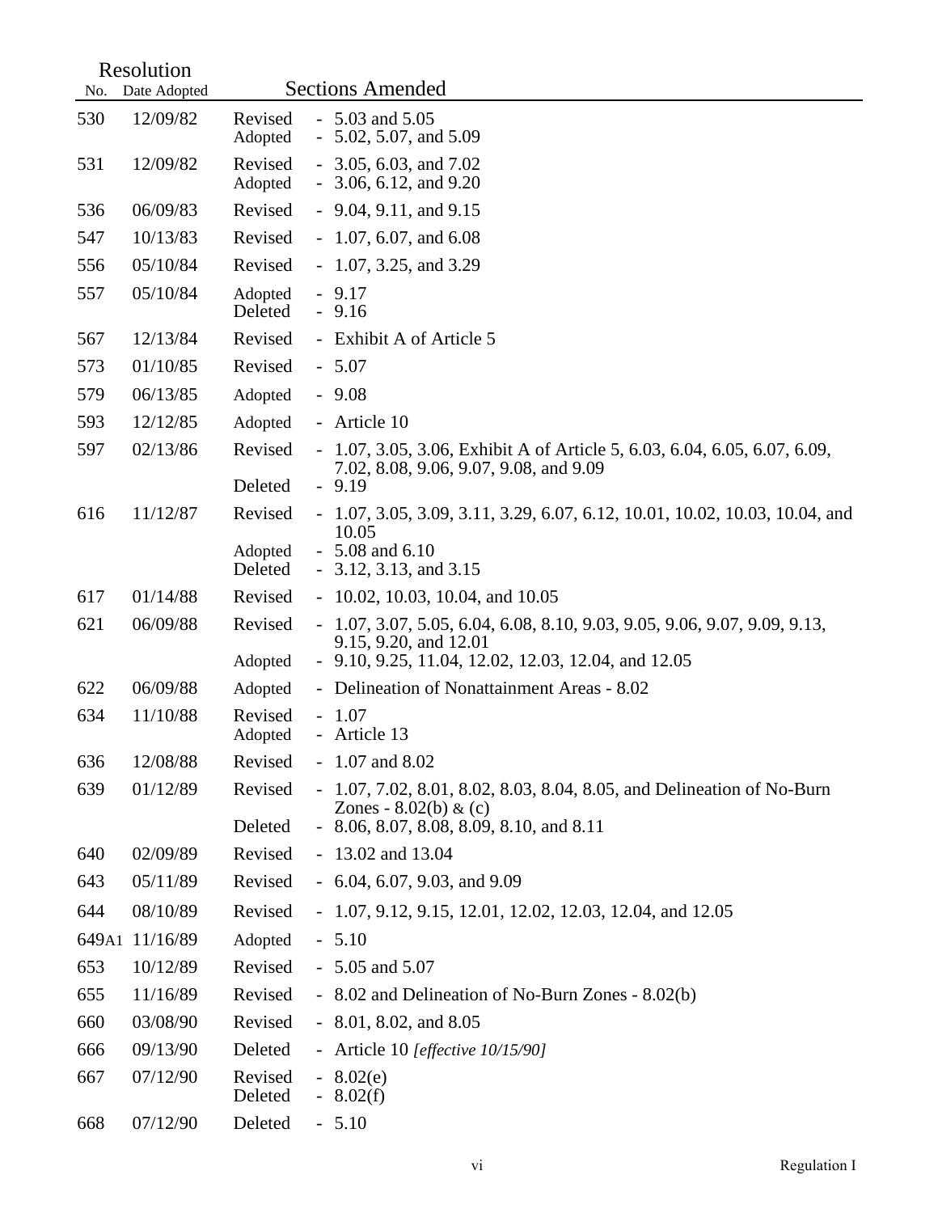| Resolution No. | Date Adopted | Sections Amended | |
|---|---|---|---|
| 530 | 12/09/82 | Revised | - 5.03 and 5.05 |
| | | Adopted | - 5.02, 5.07, and 5.09 |
| 531 | 12/09/82 | Revised | - 3.05, 6.03, and 7.02 |
| | | Adopted | - 3.06, 6.12, and 9.20 |
| 536 | 06/09/83 | Revised | - 9.04, 9.11, and 9.15 |
| 547 | 10/13/83 | Revised | - 1.07, 6.07, and 6.08 |
| 556 | 05/10/84 | Revised | - 1.07, 3.25, and 3.29 |
| 557 | 05/10/84 | Adopted | - 9.17 |
| | | Deleted | - 9.16 |
| 567 | 12/13/84 | Revised | - Exhibit A of Article 5 |
| 573 | 01/10/85 | Revised | - 5.07 |
| 579 | 06/13/85 | Adopted | - 9.08 |
| 593 | 12/12/85 | Adopted | - Article 10 |
| 597 | 02/13/86 | Revised | - 1.07, 3.05, 3.06, Exhibit A of Article 5, 6.03, 6.04, 6.05, 6.07, 6.09, 7.02, 8.08, 9.06, 9.07, 9.08, and 9.09 |
| | | Deleted | - 9.19 |
| 616 | 11/12/87 | Revised | - 1.07, 3.05, 3.09, 3.11, 3.29, 6.07, 6.12, 10.01, 10.02, 10.03, 10.04, and 10.05 |
| | | Adopted | - 5.08 and 6.10 |
| | | Deleted | - 3.12, 3.13, and 3.15 |
| 617 | 01/14/88 | Revised | - 10.02, 10.03, 10.04, and 10.05 |
| 621 | 06/09/88 | Revised | - 1.07, 3.07, 5.05, 6.04, 6.08, 8.10, 9.03, 9.05, 9.06, 9.07, 9.09, 9.13, 9.15, 9.20, and 12.01 |
| | | Adopted | - 9.10, 9.25, 11.04, 12.02, 12.03, 12.04, and 12.05 |
| 622 | 06/09/88 | Adopted | - Delineation of Nonattainment Areas - 8.02 |
| 634 | 11/10/88 | Revised | - 1.07 |
| | | Adopted | - Article 13 |
| 636 | 12/08/88 | Revised | - 1.07 and 8.02 |
| 639 | 01/12/89 | Revised | - 1.07, 7.02, 8.01, 8.02, 8.03, 8.04, 8.05, and Delineation of No-Burn Zones - 8.02(b) & (c) |
| | | Deleted | - 8.06, 8.07, 8.08, 8.09, 8.10, and 8.11 |
| 640 | 02/09/89 | Revised | - 13.02 and 13.04 |
| 643 | 05/11/89 | Revised | - 6.04, 6.07, 9.03, and 9.09 |
| 644 | 08/10/89 | Revised | - 1.07, 9.12, 9.15, 12.01, 12.02, 12.03, 12.04, and 12.05 |
| 649A1 | 11/16/89 | Adopted | - 5.10 |
| 653 | 10/12/89 | Revised | - 5.05 and 5.07 |
| 655 | 11/16/89 | Revised | - 8.02 and Delineation of No-Burn Zones - 8.02(b) |
| 660 | 03/08/90 | Revised | - 8.01, 8.02, and 8.05 |
| 666 | 09/13/90 | Deleted | - Article 10 *[effective 10/15/90]* |
| 667 | 07/12/90 | Revised | - 8.02(e) |
| | | Deleted | - 8.02(f) |
| 668 | 07/12/90 | Deleted | - 5.10 |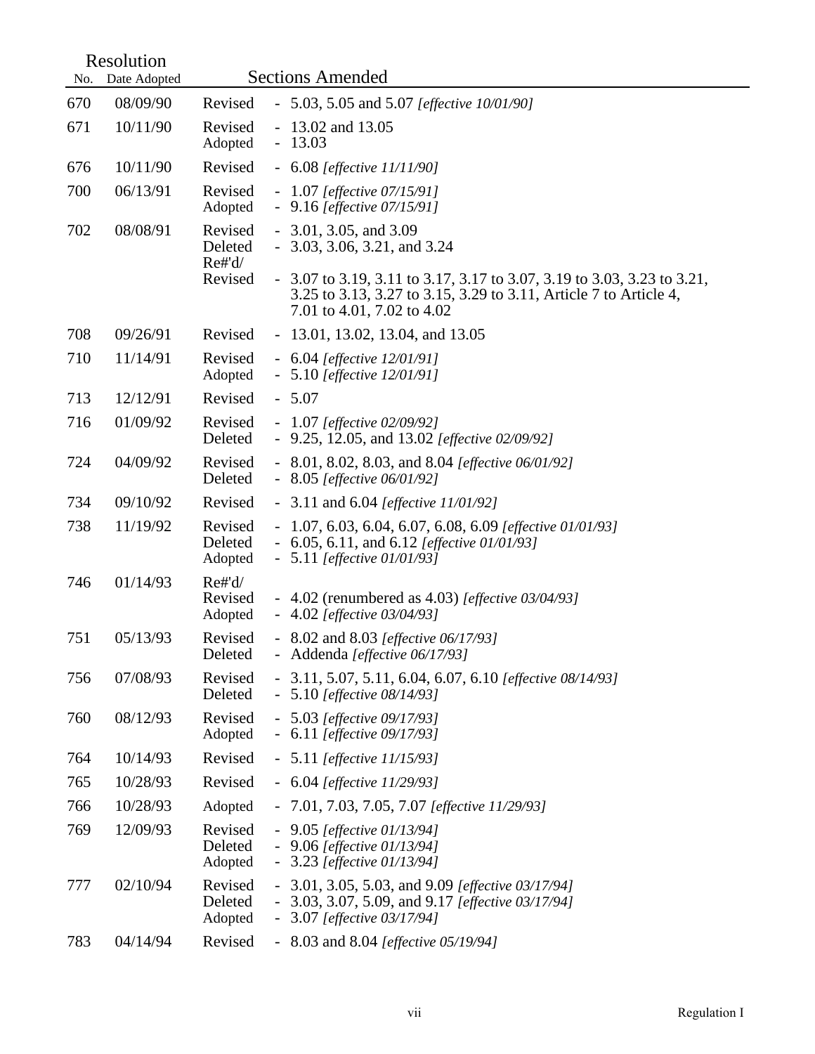| Resolution No. | Date Adopted | Sections Amended | |
|---|---|---|---|
| 670 | 08/09/90 | Revised | - 5.03, 5.05 and 5.07 *[effective 10/01/90]* |
| 671 | 10/11/90 | Revised | - 13.02 and 13.05 |
| | | Adopted | - 13.03 |
| 676 | 10/11/90 | Revised | - 6.08 *[effective 11/11/90]* |
| 700 | 06/13/91 | Revised | - 1.07 *[effective 07/15/91]* |
| | | Adopted | - 9.16 *[effective 07/15/91]* |
| 702 | 08/08/91 | Revised | - 3.01, 3.05, and 3.09 |
| | | Deleted | - 3.03, 3.06, 3.21, and 3.24 |
| | | Re#'d/ Revised | - 3.07 to 3.19, 3.11 to 3.17, 3.17 to 3.07, 3.19 to 3.03, 3.23 to 3.21, 3.25 to 3.13, 3.27 to 3.15, 3.29 to 3.11, Article 7 to Article 4, 7.01 to 4.01, 7.02 to 4.02 |
| 708 | 09/26/91 | Revised | - 13.01, 13.02, 13.04, and 13.05 |
| 710 | 11/14/91 | Revised | - 6.04 *[effective 12/01/91]* |
| | | Adopted | - 5.10 *[effective 12/01/91]* |
| 713 | 12/12/91 | Revised | - 5.07 |
| 716 | 01/09/92 | Revised | - 1.07 *[effective 02/09/92]* |
| | | Deleted | - 9.25, 12.05, and 13.02 *[effective 02/09/92]* |
| 724 | 04/09/92 | Revised | - 8.01, 8.02, 8.03, and 8.04 *[effective 06/01/92]* |
| | | Deleted | - 8.05 *[effective 06/01/92]* |
| 734 | 09/10/92 | Revised | - 3.11 and 6.04 *[effective 11/01/92]* |
| 738 | 11/19/92 | Revised | - 1.07, 6.03, 6.04, 6.07, 6.08, 6.09 *[effective 01/01/93]* |
| | | Deleted | - 6.05, 6.11, and 6.12 *[effective 01/01/93]* |
| | | Adopted | - 5.11 *[effective 01/01/93]* |
| 746 | 01/14/93 | Re#'d/ Revised | - 4.02 (renumbered as 4.03) *[effective 03/04/93]* |
| | | Adopted | - 4.02 *[effective 03/04/93]* |
| 751 | 05/13/93 | Revised | - 8.02 and 8.03 *[effective 06/17/93]* |
| | | Deleted | - Addenda *[effective 06/17/93]* |
| 756 | 07/08/93 | Revised | - 3.11, 5.07, 5.11, 6.04, 6.07, 6.10 *[effective 08/14/93]* |
| | | Deleted | - 5.10 *[effective 08/14/93]* |
| 760 | 08/12/93 | Revised | - 5.03 *[effective 09/17/93]* |
| | | Adopted | - 6.11 *[effective 09/17/93]* |
| 764 | 10/14/93 | Revised | - 5.11 *[effective 11/15/93]* |
| 765 | 10/28/93 | Revised | - 6.04 *[effective 11/29/93]* |
| 766 | 10/28/93 | Adopted | - 7.01, 7.03, 7.05, 7.07 *[effective 11/29/93]* |
| 769 | 12/09/93 | Revised | - 9.05 *[effective 01/13/94]* |
| | | Deleted | - 9.06 *[effective 01/13/94]* |
| | | Adopted | - 3.23 *[effective 01/13/94]* |
| 777 | 02/10/94 | Revised | - 3.01, 3.05, 5.03, and 9.09 *[effective 03/17/94]* |
| | | Deleted | - 3.03, 3.07, 5.09, and 9.17 *[effective 03/17/94]* |
| | | Adopted | - 3.07 *[effective 03/17/94]* |
| 783 | 04/14/94 | Revised | - 8.03 and 8.04 *[effective 05/19/94]* |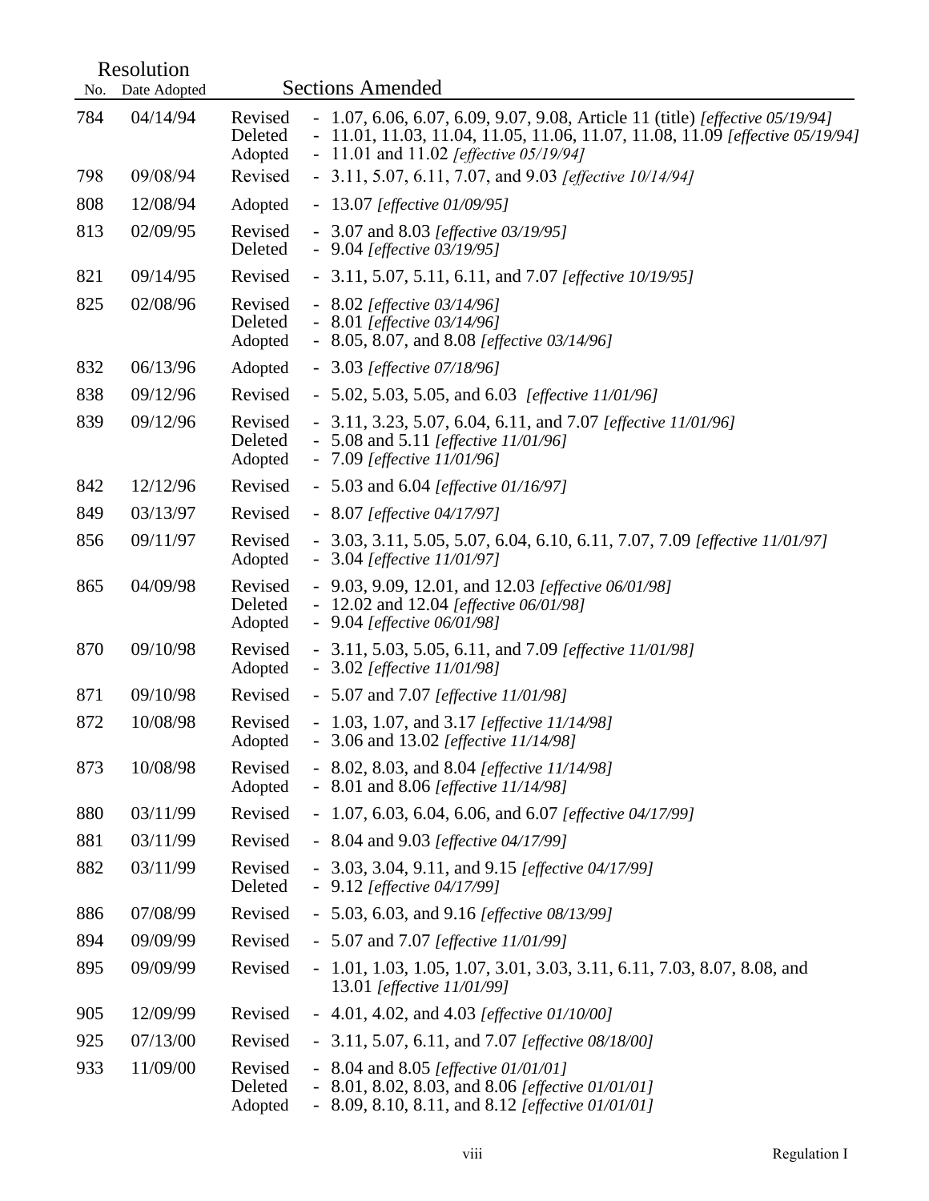| Resolution No. | Date Adopted | | Sections Amended |
|---|---|---|---|
| 784 | 04/14/94 | Revised | - 1.07, 6.06, 6.07, 6.09, 9.07, 9.08, Article 11 (title) *[effective 05/19/94]* |
| | | Deleted | - 11.01, 11.03, 11.04, 11.05, 11.06, 11.07, 11.08, 11.09 *[effective 05/19/94]* |
| | | Adopted | - 11.01 and 11.02 *[effective 05/19/94]* |
| 798 | 09/08/94 | Revised | - 3.11, 5.07, 6.11, 7.07, and 9.03 *[effective 10/14/94]* |
| 808 | 12/08/94 | Adopted | - 13.07 *[effective 01/09/95]* |
| 813 | 02/09/95 | Revised | - 3.07 and 8.03 *[effective 03/19/95]* |
| | | Deleted | - 9.04 *[effective 03/19/95]* |
| 821 | 09/14/95 | Revised | - 3.11, 5.07, 5.11, 6.11, and 7.07 *[effective 10/19/95]* |
| 825 | 02/08/96 | Revised | - 8.02 *[effective 03/14/96]* |
| | | Deleted | - 8.01 *[effective 03/14/96]* |
| | | Adopted | - 8.05, 8.07, and 8.08 *[effective 03/14/96]* |
| 832 | 06/13/96 | Adopted | - 3.03 *[effective 07/18/96]* |
| 838 | 09/12/96 | Revised | - 5.02, 5.03, 5.05, and 6.03 *[effective 11/01/96]* |
| 839 | 09/12/96 | Revised | - 3.11, 3.23, 5.07, 6.04, 6.11, and 7.07 *[effective 11/01/96]* |
| | | Deleted | - 5.08 and 5.11 *[effective 11/01/96]* |
| | | Adopted | - 7.09 *[effective 11/01/96]* |
| 842 | 12/12/96 | Revised | - 5.03 and 6.04 *[effective 01/16/97]* |
| 849 | 03/13/97 | Revised | - 8.07 *[effective 04/17/97]* |
| 856 | 09/11/97 | Revised | - 3.03, 3.11, 5.05, 5.07, 6.04, 6.10, 6.11, 7.07, 7.09 *[effective 11/01/97]* |
| | | Adopted | - 3.04 *[effective 11/01/97]* |
| 865 | 04/09/98 | Revised | - 9.03, 9.09, 12.01, and 12.03 *[effective 06/01/98]* |
| | | Deleted | - 12.02 and 12.04 *[effective 06/01/98]* |
| | | Adopted | - 9.04 *[effective 06/01/98]* |
| 870 | 09/10/98 | Revised | - 3.11, 5.03, 5.05, 6.11, and 7.09 *[effective 11/01/98]* |
| | | Adopted | - 3.02 *[effective 11/01/98]* |
| 871 | 09/10/98 | Revised | - 5.07 and 7.07 *[effective 11/01/98]* |
| 872 | 10/08/98 | Revised | - 1.03, 1.07, and 3.17 *[effective 11/14/98]* |
| | | Adopted | - 3.06 and 13.02 *[effective 11/14/98]* |
| 873 | 10/08/98 | Revised | - 8.02, 8.03, and 8.04 *[effective 11/14/98]* |
| | | Adopted | - 8.01 and 8.06 *[effective 11/14/98]* |
| 880 | 03/11/99 | Revised | - 1.07, 6.03, 6.04, 6.06, and 6.07 *[effective 04/17/99]* |
| 881 | 03/11/99 | Revised | - 8.04 and 9.03 *[effective 04/17/99]* |
| 882 | 03/11/99 | Revised | - 3.03, 3.04, 9.11, and 9.15 *[effective 04/17/99]* |
| | | Deleted | - 9.12 *[effective 04/17/99]* |
| 886 | 07/08/99 | Revised | - 5.03, 6.03, and 9.16 *[effective 08/13/99]* |
| 894 | 09/09/99 | Revised | - 5.07 and 7.07 *[effective 11/01/99]* |
| 895 | 09/09/99 | Revised | - 1.01, 1.03, 1.05, 1.07, 3.01, 3.03, 3.11, 6.11, 7.03, 8.07, 8.08, and 13.01 *[effective 11/01/99]* |
| 905 | 12/09/99 | Revised | - 4.01, 4.02, and 4.03 *[effective 01/10/00]* |
| 925 | 07/13/00 | Revised | - 3.11, 5.07, 6.11, and 7.07 *[effective 08/18/00]* |
| 933 | 11/09/00 | Revised | - 8.04 and 8.05 *[effective 01/01/01]* |
| | | Deleted | - 8.01, 8.02, 8.03, and 8.06 *[effective 01/01/01]* |
| | | Adopted | - 8.09, 8.10, 8.11, and 8.12 *[effective 01/01/01]* |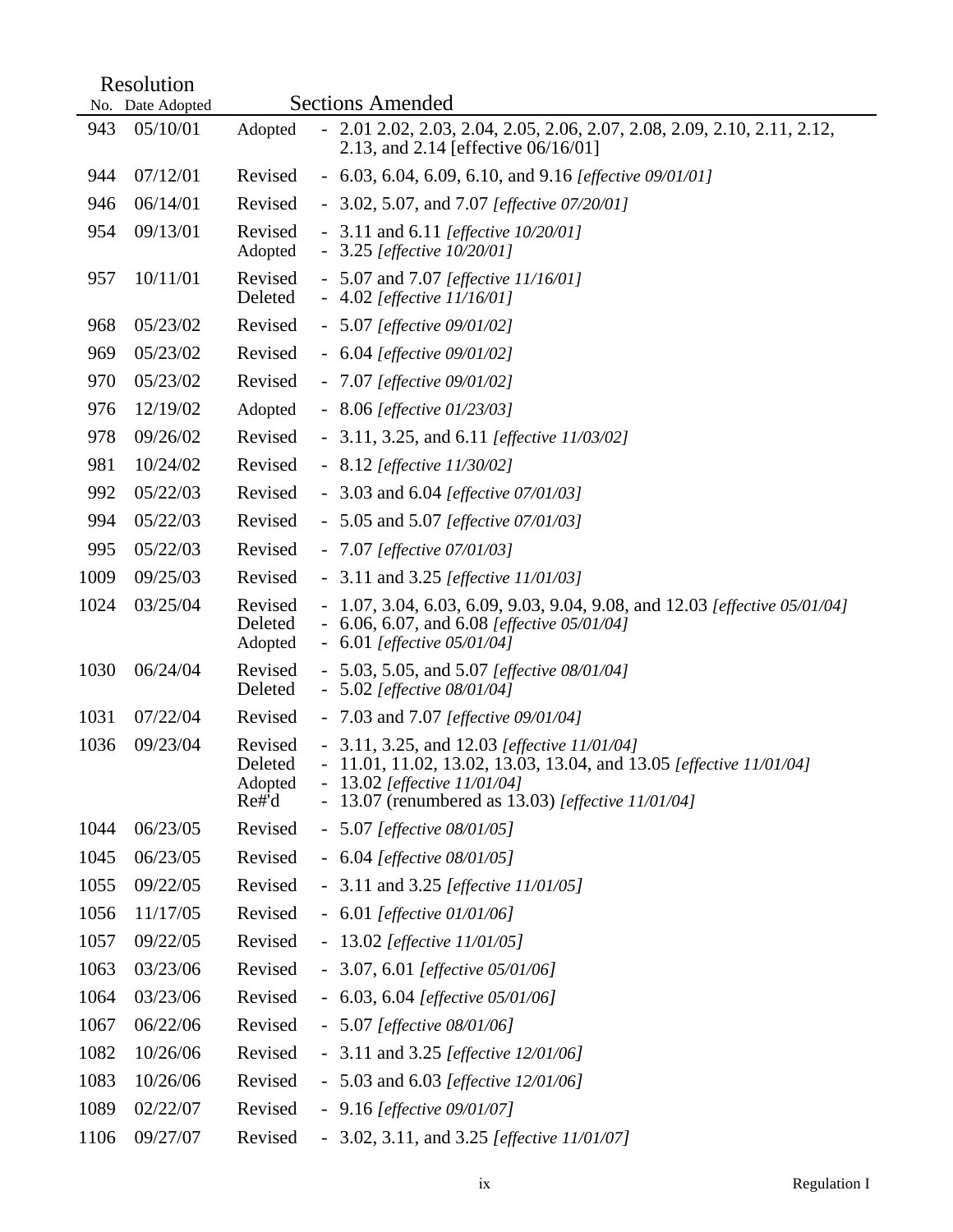| Resolution No. | Date Adopted | | Sections Amended |
|---|---|---|---|
| 943 | 05/10/01 | Adopted | - 2.01 2.02, 2.03, 2.04, 2.05, 2.06, 2.07, 2.08, 2.09, 2.10, 2.11, 2.12, 2.13, and 2.14 [effective 06/16/01] |
| 944 | 07/12/01 | Revised | - 6.03, 6.04, 6.09, 6.10, and 9.16 *[effective 09/01/01]* |
| 946 | 06/14/01 | Revised | - 3.02, 5.07, and 7.07 *[effective 07/20/01]* |
| 954 | 09/13/01 | Revised<br>Adopted | - 3.11 and 6.11 *[effective 10/20/01]*<br>- 3.25 *[effective 10/20/01]* |
| 957 | 10/11/01 | Revised<br>Deleted | - 5.07 and 7.07 *[effective 11/16/01]*<br>- 4.02 *[effective 11/16/01]* |
| 968 | 05/23/02 | Revised | - 5.07 *[effective 09/01/02]* |
| 969 | 05/23/02 | Revised | - 6.04 *[effective 09/01/02]* |
| 970 | 05/23/02 | Revised | - 7.07 *[effective 09/01/02]* |
| 976 | 12/19/02 | Adopted | - 8.06 *[effective 01/23/03]* |
| 978 | 09/26/02 | Revised | - 3.11, 3.25, and 6.11 *[effective 11/03/02]* |
| 981 | 10/24/02 | Revised | - 8.12 *[effective 11/30/02]* |
| 992 | 05/22/03 | Revised | - 3.03 and 6.04 *[effective 07/01/03]* |
| 994 | 05/22/03 | Revised | - 5.05 and 5.07 *[effective 07/01/03]* |
| 995 | 05/22/03 | Revised | - 7.07 *[effective 07/01/03]* |
| 1009 | 09/25/03 | Revised | - 3.11 and 3.25 *[effective 11/01/03]* |
| 1024 | 03/25/04 | Revised<br>Deleted<br>Adopted | - 1.07, 3.04, 6.03, 6.09, 9.03, 9.04, 9.08, and 12.03 *[effective 05/01/04]*<br>- 6.06, 6.07, and 6.08 *[effective 05/01/04]*<br>- 6.01 *[effective 05/01/04]* |
| 1030 | 06/24/04 | Revised<br>Deleted | - 5.03, 5.05, and 5.07 *[effective 08/01/04]*<br>- 5.02 *[effective 08/01/04]* |
| 1031 | 07/22/04 | Revised | - 7.03 and 7.07 *[effective 09/01/04]* |
| 1036 | 09/23/04 | Revised<br>Deleted<br>Adopted<br>Re#'d | - 3.11, 3.25, and 12.03 *[effective 11/01/04]*<br>- 11.01, 11.02, 13.02, 13.03, 13.04, and 13.05 *[effective 11/01/04]*<br>- 13.02 *[effective 11/01/04]*<br>- 13.07 (renumbered as 13.03) *[effective 11/01/04]* |
| 1044 | 06/23/05 | Revised | - 5.07 *[effective 08/01/05]* |
| 1045 | 06/23/05 | Revised | - 6.04 *[effective 08/01/05]* |
| 1055 | 09/22/05 | Revised | - 3.11 and 3.25 *[effective 11/01/05]* |
| 1056 | 11/17/05 | Revised | - 6.01 *[effective 01/01/06]* |
| 1057 | 09/22/05 | Revised | - 13.02 *[effective 11/01/05]* |
| 1063 | 03/23/06 | Revised | - 3.07, 6.01 *[effective 05/01/06]* |
| 1064 | 03/23/06 | Revised | - 6.03, 6.04 *[effective 05/01/06]* |
| 1067 | 06/22/06 | Revised | - 5.07 *[effective 08/01/06]* |
| 1082 | 10/26/06 | Revised | - 3.11 and 3.25 *[effective 12/01/06]* |
| 1083 | 10/26/06 | Revised | - 5.03 and 6.03 *[effective 12/01/06]* |
| 1089 | 02/22/07 | Revised | - 9.16 *[effective 09/01/07]* |
| 1106 | 09/27/07 | Revised | - 3.02, 3.11, and 3.25 *[effective 11/01/07]* |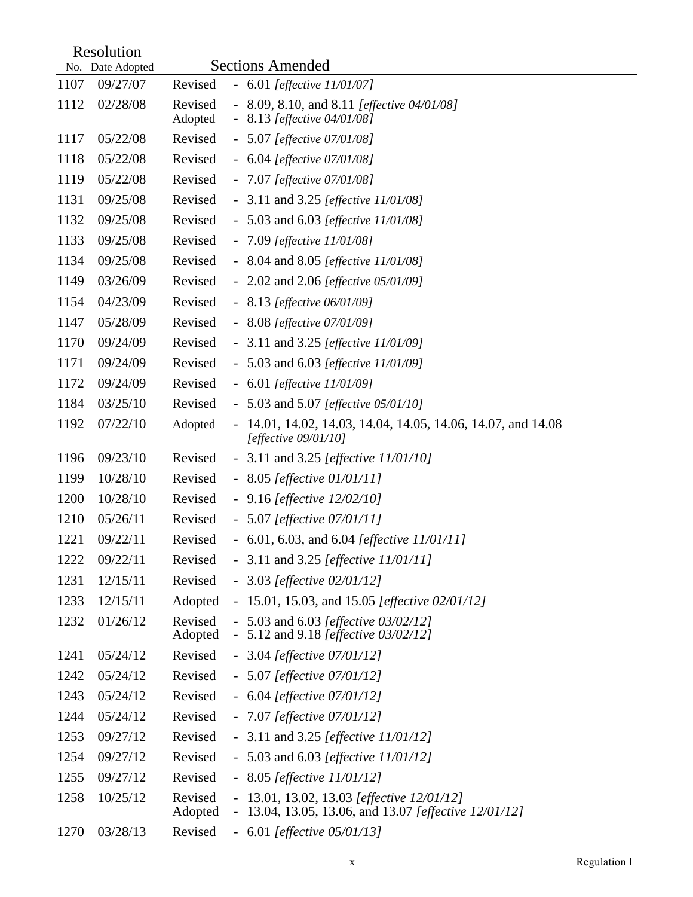| Resolution No. | Date Adopted | Sections Amended | |
|---|---|---|---|
| 1107 | 09/27/07 | Revised | - 6.01 *[effective 11/01/07]* |
| 1112 | 02/28/08 | Revised<br>Adopted | - 8.09, 8.10, and 8.11 *[effective 04/01/08]*<br>- 8.13 *[effective 04/01/08]* |
| 1117 | 05/22/08 | Revised | - 5.07 *[effective 07/01/08]* |
| 1118 | 05/22/08 | Revised | - 6.04 *[effective 07/01/08]* |
| 1119 | 05/22/08 | Revised | - 7.07 *[effective 07/01/08]* |
| 1131 | 09/25/08 | Revised | - 3.11 and 3.25 *[effective 11/01/08]* |
| 1132 | 09/25/08 | Revised | - 5.03 and 6.03 *[effective 11/01/08]* |
| 1133 | 09/25/08 | Revised | - 7.09 *[effective 11/01/08]* |
| 1134 | 09/25/08 | Revised | - 8.04 and 8.05 *[effective 11/01/08]* |
| 1149 | 03/26/09 | Revised | - 2.02 and 2.06 *[effective 05/01/09]* |
| 1154 | 04/23/09 | Revised | - 8.13 *[effective 06/01/09]* |
| 1147 | 05/28/09 | Revised | - 8.08 *[effective 07/01/09]* |
| 1170 | 09/24/09 | Revised | - 3.11 and 3.25 *[effective 11/01/09]* |
| 1171 | 09/24/09 | Revised | - 5.03 and 6.03 *[effective 11/01/09]* |
| 1172 | 09/24/09 | Revised | - 6.01 *[effective 11/01/09]* |
| 1184 | 03/25/10 | Revised | - 5.03 and 5.07 *[effective 05/01/10]* |
| 1192 | 07/22/10 | Adopted | - 14.01, 14.02, 14.03, 14.04, 14.05, 14.06, 14.07, and 14.08 *[effective 09/01/10]* |
| 1196 | 09/23/10 | Revised | - 3.11 and 3.25 *[effective 11/01/10]* |
| 1199 | 10/28/10 | Revised | - 8.05 *[effective 01/01/11]* |
| 1200 | 10/28/10 | Revised | - 9.16 *[effective 12/02/10]* |
| 1210 | 05/26/11 | Revised | - 5.07 *[effective 07/01/11]* |
| 1221 | 09/22/11 | Revised | - 6.01, 6.03, and 6.04 *[effective 11/01/11]* |
| 1222 | 09/22/11 | Revised | - 3.11 and 3.25 *[effective 11/01/11]* |
| 1231 | 12/15/11 | Revised | - 3.03 *[effective 02/01/12]* |
| 1233 | 12/15/11 | Adopted | - 15.01, 15.03, and 15.05 *[effective 02/01/12]* |
| 1232 | 01/26/12 | Revised<br>Adopted | - 5.03 and 6.03 *[effective 03/02/12]*<br>- 5.12 and 9.18 *[effective 03/02/12]* |
| 1241 | 05/24/12 | Revised | - 3.04 *[effective 07/01/12]* |
| 1242 | 05/24/12 | Revised | - 5.07 *[effective 07/01/12]* |
| 1243 | 05/24/12 | Revised | - 6.04 *[effective 07/01/12]* |
| 1244 | 05/24/12 | Revised | - 7.07 *[effective 07/01/12]* |
| 1253 | 09/27/12 | Revised | - 3.11 and 3.25 *[effective 11/01/12]* |
| 1254 | 09/27/12 | Revised | - 5.03 and 6.03 *[effective 11/01/12]* |
| 1255 | 09/27/12 | Revised | - 8.05 *[effective 11/01/12]* |
| 1258 | 10/25/12 | Revised<br>Adopted | - 13.01, 13.02, 13.03 *[effective 12/01/12]*<br>- 13.04, 13.05, 13.06, and 13.07 *[effective 12/01/12]* |
| 1270 | 03/28/13 | Revised | - 6.01 *[effective 05/01/13]* |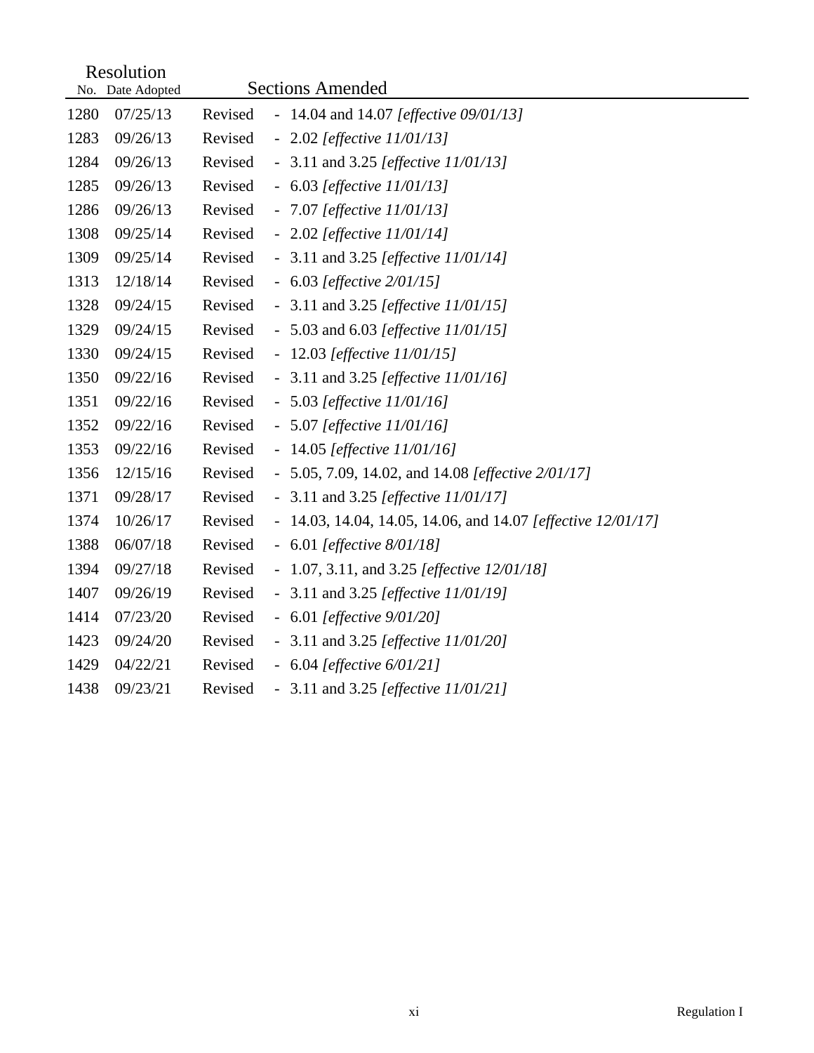| Resolution No. | Date Adopted | | Sections Amended |
|---|---|---|---|
| 1280 | 07/25/13 | Revised | - 14.04 and 14.07 *[effective 09/01/13]* |
| 1283 | 09/26/13 | Revised | - 2.02 *[effective 11/01/13]* |
| 1284 | 09/26/13 | Revised | - 3.11 and 3.25 *[effective 11/01/13]* |
| 1285 | 09/26/13 | Revised | - 6.03 *[effective 11/01/13]* |
| 1286 | 09/26/13 | Revised | - 7.07 *[effective 11/01/13]* |
| 1308 | 09/25/14 | Revised | - 2.02 *[effective 11/01/14]* |
| 1309 | 09/25/14 | Revised | - 3.11 and 3.25 *[effective 11/01/14]* |
| 1313 | 12/18/14 | Revised | - 6.03 *[effective 2/01/15]* |
| 1328 | 09/24/15 | Revised | - 3.11 and 3.25 *[effective 11/01/15]* |
| 1329 | 09/24/15 | Revised | - 5.03 and 6.03 *[effective 11/01/15]* |
| 1330 | 09/24/15 | Revised | - 12.03 *[effective 11/01/15]* |
| 1350 | 09/22/16 | Revised | - 3.11 and 3.25 *[effective 11/01/16]* |
| 1351 | 09/22/16 | Revised | - 5.03 *[effective 11/01/16]* |
| 1352 | 09/22/16 | Revised | - 5.07 *[effective 11/01/16]* |
| 1353 | 09/22/16 | Revised | - 14.05 *[effective 11/01/16]* |
| 1356 | 12/15/16 | Revised | - 5.05, 7.09, 14.02, and 14.08 *[effective 2/01/17]* |
| 1371 | 09/28/17 | Revised | - 3.11 and 3.25 *[effective 11/01/17]* |
| 1374 | 10/26/17 | Revised | - 14.03, 14.04, 14.05, 14.06, and 14.07 *[effective 12/01/17]* |
| 1388 | 06/07/18 | Revised | - 6.01 *[effective 8/01/18]* |
| 1394 | 09/27/18 | Revised | - 1.07, 3.11, and 3.25 *[effective 12/01/18]* |
| 1407 | 09/26/19 | Revised | - 3.11 and 3.25 *[effective 11/01/19]* |
| 1414 | 07/23/20 | Revised | - 6.01 *[effective 9/01/20]* |
| 1423 | 09/24/20 | Revised | - 3.11 and 3.25 *[effective 11/01/20]* |
| 1429 | 04/22/21 | Revised | - 6.04 *[effective 6/01/21]* |
| 1438 | 09/23/21 | Revised | - 3.11 and 3.25 *[effective 11/01/21]* |